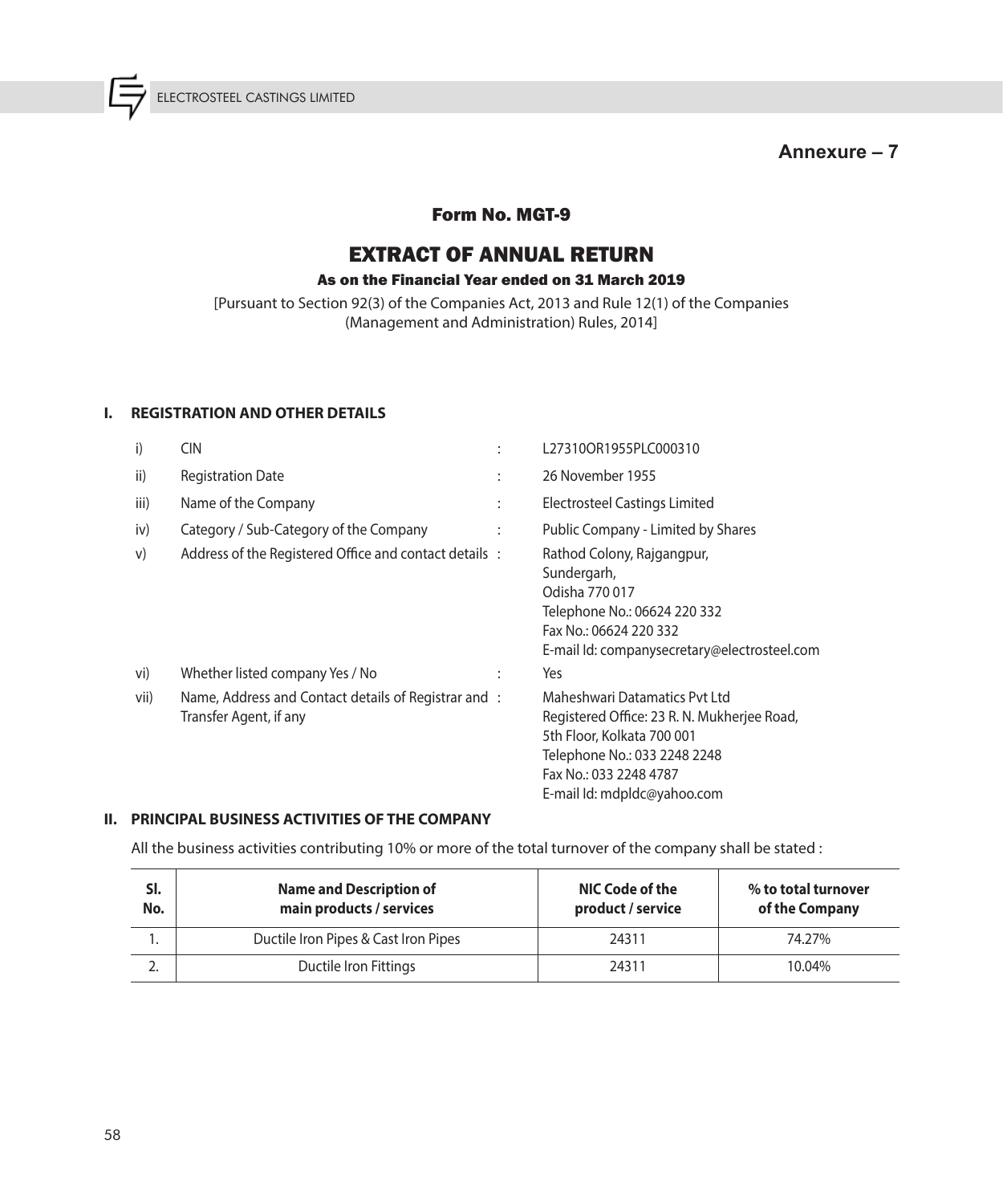**Annexure – 7**

# Form No. MGT-9

# EXTRACT OF ANNUAL RETURN

### As on the Financial Year ended on 31 March 2019

[Pursuant to Section 92(3) of the Companies Act, 2013 and Rule 12(1) of the Companies (Management and Administration) Rules, 2014]

## I. REGISTRATION AND OTHER DETAILS

| | | | |
|---|---|---|---|
| i) | CIN | : | L27310OR1955PLC000310 |
| ii) | Registration Date | : | 26 November 1955 |
| iii) | Name of the Company | : | Electrosteel Castings Limited |
| iv) | Category / Sub-Category of the Company | : | Public Company - Limited by Shares |
| v) | Address of the Registered Office and contact details | : | Rathod Colony, Rajgangpur, Sundergarh, Odisha 770 017 Telephone No.: 06624 220 332 Fax No.: 06624 220 332 E-mail Id: companysecretary@electrosteel.com |
| vi) | Whether listed company Yes / No | : | Yes |
| vii) | Name, Address and Contact details of Registrar and Transfer Agent, if any | : | Maheshwari Datamatics Pvt Ltd Registered Office: 23 R. N. Mukherjee Road, 5th Floor, Kolkata 700 001 Telephone No.: 033 2248 2248 Fax No.: 033 2248 4787 E-mail Id: mdpldc@yahoo.com |

## II. PRINCIPAL BUSINESS ACTIVITIES OF THE COMPANY

All the business activities contributing 10% or more of the total turnover of the company shall be stated :

| Sl. No. | Name and Description of main products / services | NIC Code of the product / service | % to total turnover of the Company |
|---|---|---|---|
| 1. | Ductile Iron Pipes & Cast Iron Pipes | 24311 | 74.27% |
| 2. | Ductile Iron Fittings | 24311 | 10.04% |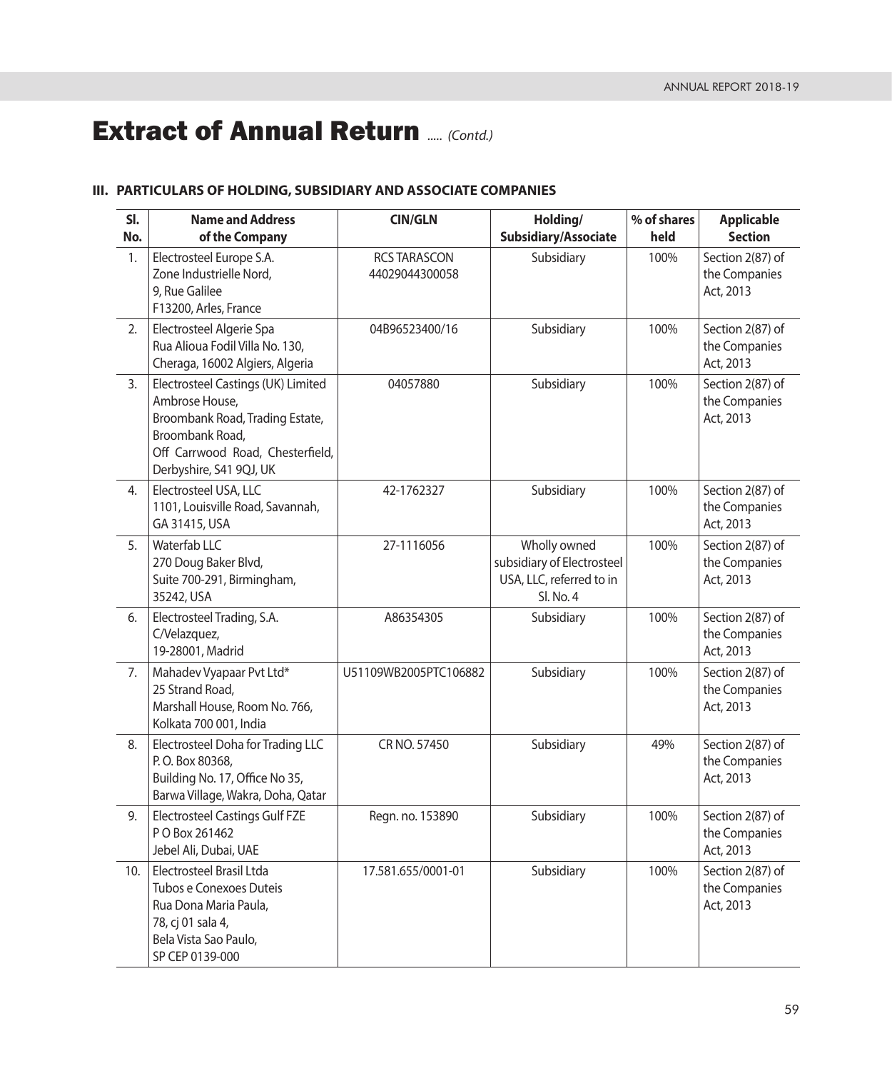# Extract of Annual Return ..... *(Contd.)*

### III. PARTICULARS OF HOLDING, SUBSIDIARY AND ASSOCIATE COMPANIES

| Sl. No. | Name and Address of the Company | CIN/GLN | Holding/ Subsidiary/Associate | % of shares held | Applicable Section |
|---|---|---|---|---|---|
| 1. | Electrosteel Europe S.A. Zone Industrielle Nord, 9, Rue Galilee F13200, Arles, France | RCS TARASCON 44029044300058 | Subsidiary | 100% | Section 2(87) of the Companies Act, 2013 |
| 2. | Electrosteel Algerie Spa Rua Alioua Fodil Villa No. 130, Cheraga, 16002 Algiers, Algeria | 04B96523400/16 | Subsidiary | 100% | Section 2(87) of the Companies Act, 2013 |
| 3. | Electrosteel Castings (UK) Limited Ambrose House, Broombank Road, Trading Estate, Broombank Road, Off Carrwood Road, Chesterfield, Derbyshire, S41 9QJ, UK | 04057880 | Subsidiary | 100% | Section 2(87) of the Companies Act, 2013 |
| 4. | Electrosteel USA, LLC 1101, Louisville Road, Savannah, GA 31415, USA | 42-1762327 | Subsidiary | 100% | Section 2(87) of the Companies Act, 2013 |
| 5. | Waterfab LLC 270 Doug Baker Blvd, Suite 700-291, Birmingham, 35242, USA | 27-1116056 | Wholly owned subsidiary of Electrosteel USA, LLC, referred to in Sl. No. 4 | 100% | Section 2(87) of the Companies Act, 2013 |
| 6. | Electrosteel Trading, S.A. C/Velazquez, 19-28001, Madrid | A86354305 | Subsidiary | 100% | Section 2(87) of the Companies Act, 2013 |
| 7. | Mahadev Vyapaar Pvt Ltd* 25 Strand Road, Marshall House, Room No. 766, Kolkata 700 001, India | U51109WB2005PTC106882 | Subsidiary | 100% | Section 2(87) of the Companies Act, 2013 |
| 8. | Electrosteel Doha for Trading LLC P. O. Box 80368, Building No. 17, Office No 35, Barwa Village, Wakra, Doha, Qatar | CR NO. 57450 | Subsidiary | 49% | Section 2(87) of the Companies Act, 2013 |
| 9. | Electrosteel Castings Gulf FZE P O Box 261462 Jebel Ali, Dubai, UAE | Regn. no. 153890 | Subsidiary | 100% | Section 2(87) of the Companies Act, 2013 |
| 10. | Electrosteel Brasil Ltda Tubos e Conexoes Duteis Rua Dona Maria Paula, 78, cj 01 sala 4, Bela Vista Sao Paulo, SP CEP 0139-000 | 17.581.655/0001-01 | Subsidiary | 100% | Section 2(87) of the Companies Act, 2013 |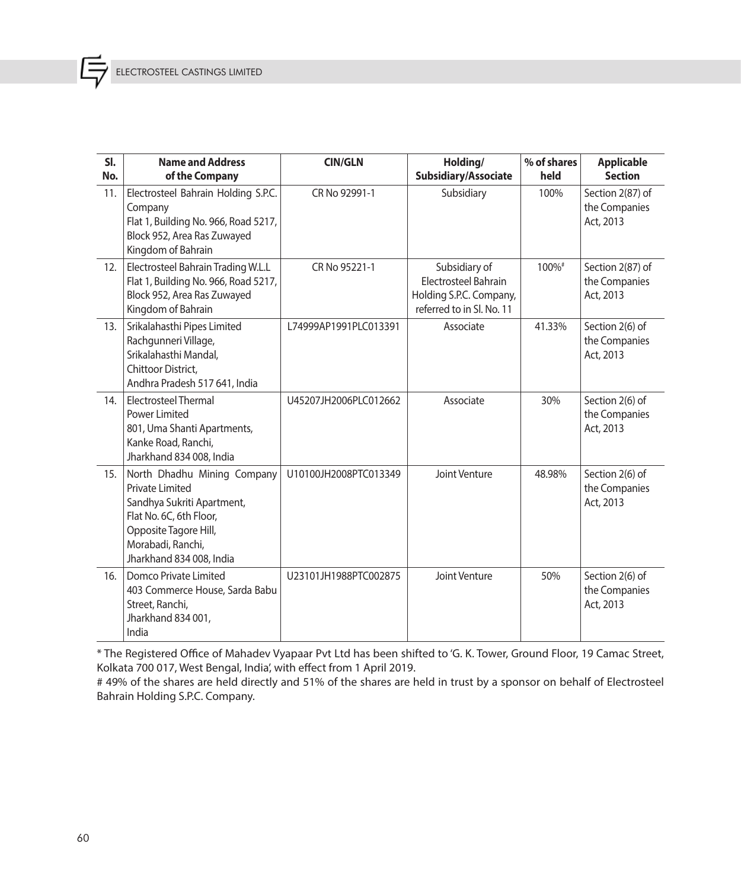| Sl. No. | Name and Address of the Company | CIN/GLN | Holding/ Subsidiary/Associate | % of shares held | Applicable Section |
|---|---|---|---|---|---|
| 11. | Electrosteel Bahrain Holding S.P.C. Company Flat 1, Building No. 966, Road 5217, Block 952, Area Ras Zuwayed Kingdom of Bahrain | CR No 92991-1 | Subsidiary | 100% | Section 2(87) of the Companies Act, 2013 |
| 12. | Electrosteel Bahrain Trading W.L.L Flat 1, Building No. 966, Road 5217, Block 952, Area Ras Zuwayed Kingdom of Bahrain | CR No 95221-1 | Subsidiary of Electrosteel Bahrain Holding S.P.C. Company, referred to in Sl. No. 11 | 100%# | Section 2(87) of the Companies Act, 2013 |
| 13. | Srikalahasthi Pipes Limited Rachgunneri Village, Srikalahasthi Mandal, Chittoor District, Andhra Pradesh 517 641, India | L74999AP1991PLC013391 | Associate | 41.33% | Section 2(6) of the Companies Act, 2013 |
| 14. | Electrosteel Thermal Power Limited 801, Uma Shanti Apartments, Kanke Road, Ranchi, Jharkhand 834 008, India | U45207JH2006PLC012662 | Associate | 30% | Section 2(6) of the Companies Act, 2013 |
| 15. | North Dhadhu Mining Company Private Limited Sandhya Sukriti Apartment, Flat No. 6C, 6th Floor, Opposite Tagore Hill, Morabadi, Ranchi, Jharkhand 834 008, India | U10100JH2008PTC013349 | Joint Venture | 48.98% | Section 2(6) of the Companies Act, 2013 |
| 16. | Domco Private Limited 403 Commerce House, Sarda Babu Street, Ranchi, Jharkhand 834 001, India | U23101JH1988PTC002875 | Joint Venture | 50% | Section 2(6) of the Companies Act, 2013 |

* The Registered Office of Mahadev Vyapaar Pvt Ltd has been shifted to 'G. K. Tower, Ground Floor, 19 Camac Street, Kolkata 700 017, West Bengal, India', with effect from 1 April 2019.

# 49% of the shares are held directly and 51% of the shares are held in trust by a sponsor on behalf of Electrosteel Bahrain Holding S.P.C. Company.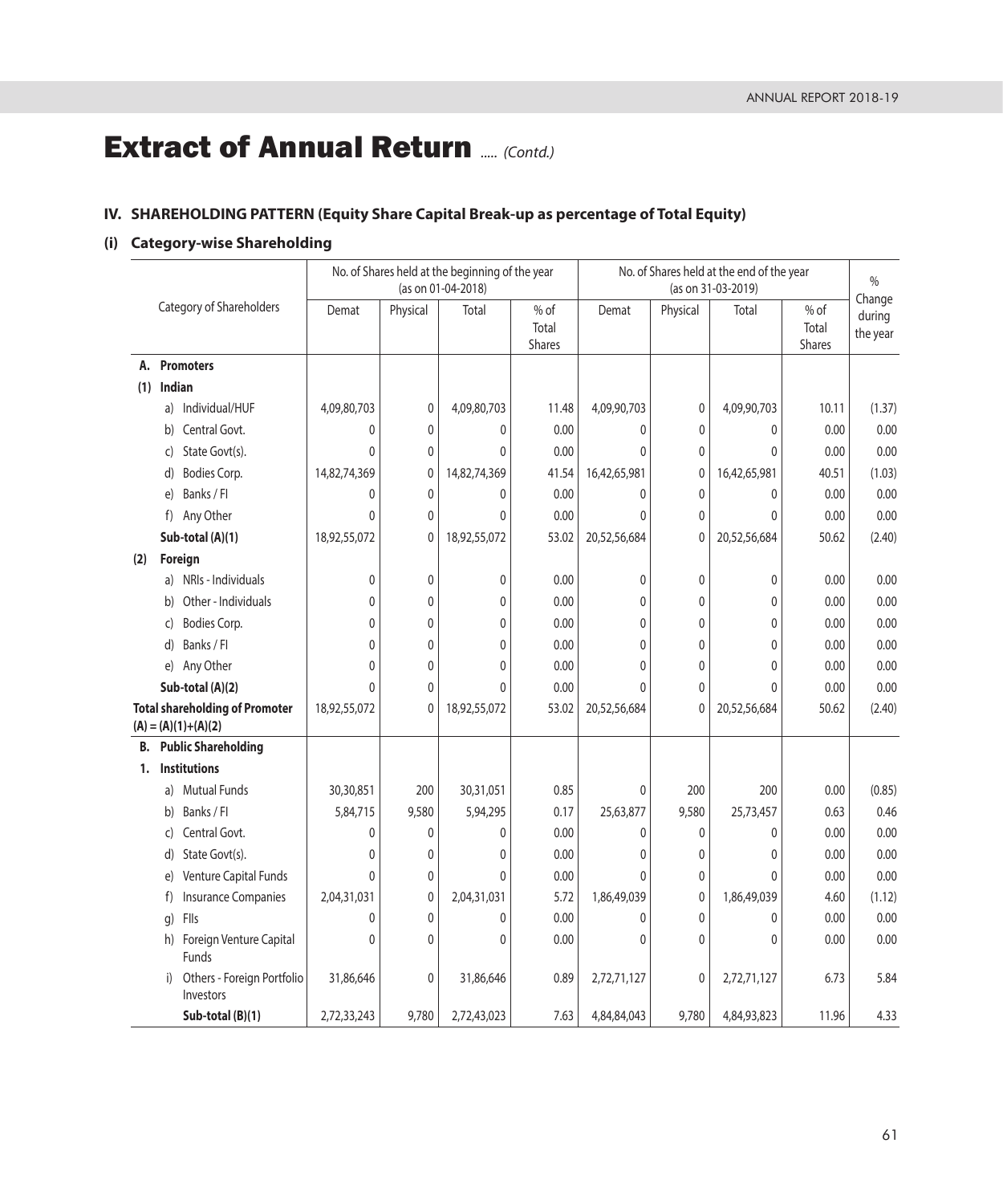# Extract of Annual Return ..... *(Contd.)*

## IV. SHAREHOLDING PATTERN (Equity Share Capital Break-up as percentage of Total Equity)

### (i) Category-wise Shareholding

| Category of Shareholders | No. of Shares held at the beginning of the year (as on 01-04-2018) | | | | No. of Shares held at the end of the year (as on 31-03-2019) | | | | % Change during the year |
|---|---|---|---|---|---|---|---|---|---|
| | Demat | Physical | Total | % of Total Shares | Demat | Physical | Total | % of Total Shares | |
| **A. Promoters** | | | | | | | | | |
| **(1) Indian** | | | | | | | | | |
| a) Individual/HUF | 4,09,80,703 | 0 | 4,09,80,703 | 11.48 | 4,09,90,703 | 0 | 4,09,90,703 | 10.11 | (1.37) |
| b) Central Govt. | 0 | 0 | 0 | 0.00 | 0 | 0 | 0 | 0.00 | 0.00 |
| c) State Govt(s). | 0 | 0 | 0 | 0.00 | 0 | 0 | 0 | 0.00 | 0.00 |
| d) Bodies Corp. | 14,82,74,369 | 0 | 14,82,74,369 | 41.54 | 16,42,65,981 | 0 | 16,42,65,981 | 40.51 | (1.03) |
| e) Banks / FI | 0 | 0 | 0 | 0.00 | 0 | 0 | 0 | 0.00 | 0.00 |
| f) Any Other | 0 | 0 | 0 | 0.00 | 0 | 0 | 0 | 0.00 | 0.00 |
| **Sub-total (A)(1)** | 18,92,55,072 | 0 | 18,92,55,072 | 53.02 | 20,52,56,684 | 0 | 20,52,56,684 | 50.62 | (2.40) |
| **(2) Foreign** | | | | | | | | | |
| a) NRIs - Individuals | 0 | 0 | 0 | 0.00 | 0 | 0 | 0 | 0.00 | 0.00 |
| b) Other - Individuals | 0 | 0 | 0 | 0.00 | 0 | 0 | 0 | 0.00 | 0.00 |
| c) Bodies Corp. | 0 | 0 | 0 | 0.00 | 0 | 0 | 0 | 0.00 | 0.00 |
| d) Banks / FI | 0 | 0 | 0 | 0.00 | 0 | 0 | 0 | 0.00 | 0.00 |
| e) Any Other | 0 | 0 | 0 | 0.00 | 0 | 0 | 0 | 0.00 | 0.00 |
| **Sub-total (A)(2)** | 0 | 0 | 0 | 0.00 | 0 | 0 | 0 | 0.00 | 0.00 |
| **Total shareholding of Promoter (A) = (A)(1)+(A)(2)** | 18,92,55,072 | 0 | 18,92,55,072 | 53.02 | 20,52,56,684 | 0 | 20,52,56,684 | 50.62 | (2.40) |
| **B. Public Shareholding** | | | | | | | | | |
| **1. Institutions** | | | | | | | | | |
| a) Mutual Funds | 30,30,851 | 200 | 30,31,051 | 0.85 | 0 | 200 | 200 | 0.00 | (0.85) |
| b) Banks / FI | 5,84,715 | 9,580 | 5,94,295 | 0.17 | 25,63,877 | 9,580 | 25,73,457 | 0.63 | 0.46 |
| c) Central Govt. | 0 | 0 | 0 | 0.00 | 0 | 0 | 0 | 0.00 | 0.00 |
| d) State Govt(s). | 0 | 0 | 0 | 0.00 | 0 | 0 | 0 | 0.00 | 0.00 |
| e) Venture Capital Funds | 0 | 0 | 0 | 0.00 | 0 | 0 | 0 | 0.00 | 0.00 |
| f) Insurance Companies | 2,04,31,031 | 0 | 2,04,31,031 | 5.72 | 1,86,49,039 | 0 | 1,86,49,039 | 4.60 | (1.12) |
| g) FIIs | 0 | 0 | 0 | 0.00 | 0 | 0 | 0 | 0.00 | 0.00 |
| h) Foreign Venture Capital Funds | 0 | 0 | 0 | 0.00 | 0 | 0 | 0 | 0.00 | 0.00 |
| i) Others - Foreign Portfolio Investors | 31,86,646 | 0 | 31,86,646 | 0.89 | 2,72,71,127 | 0 | 2,72,71,127 | 6.73 | 5.84 |
| **Sub-total (B)(1)** | 2,72,33,243 | 9,780 | 2,72,43,023 | 7.63 | 4,84,84,043 | 9,780 | 4,84,93,823 | 11.96 | 4.33 |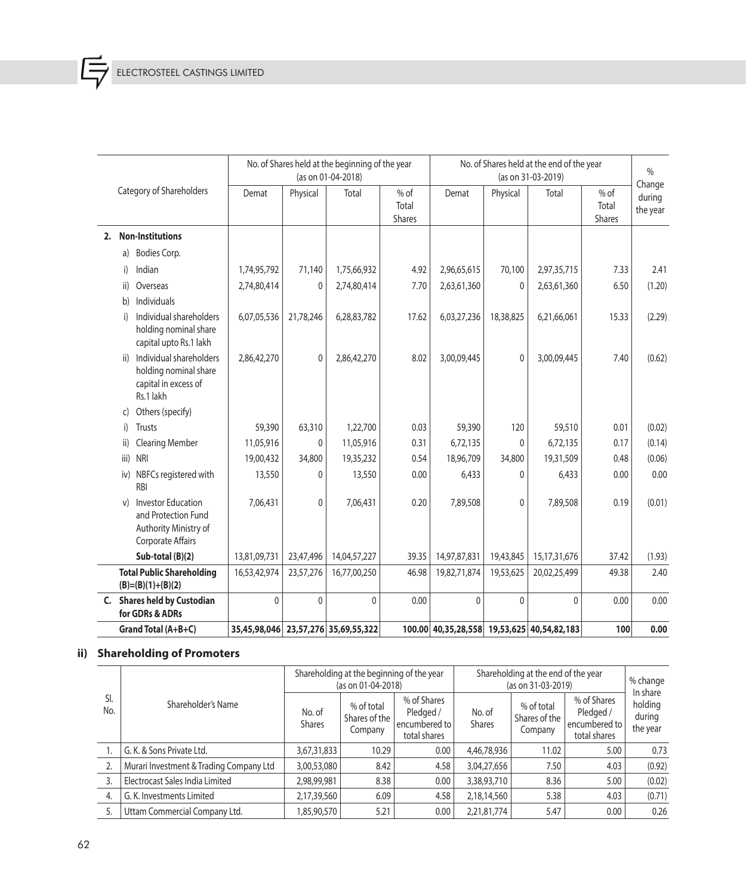| Category of Shareholders | No. of Shares held at the beginning of the year (as on 01-04-2018) | | | | No. of Shares held at the end of the year (as on 31-03-2019) | | | | % Change during the year |
|---|---|---|---|---|---|---|---|---|---|
| | Demat | Physical | Total | % of Total Shares | Demat | Physical | Total | % of Total Shares | |
| **2. Non-Institutions** | | | | | | | | | |
| a) Bodies Corp. | | | | | | | | | |
| i) Indian | 1,74,95,792 | 71,140 | 1,75,66,932 | 4.92 | 2,96,65,615 | 70,100 | 2,97,35,715 | 7.33 | 2.41 |
| ii) Overseas | 2,74,80,414 | 0 | 2,74,80,414 | 7.70 | 2,63,61,360 | 0 | 2,63,61,360 | 6.50 | (1.20) |
| b) Individuals | | | | | | | | | |
| i) Individual shareholders holding nominal share capital upto Rs.1 lakh | 6,07,05,536 | 21,78,246 | 6,28,83,782 | 17.62 | 6,03,27,236 | 18,38,825 | 6,21,66,061 | 15.33 | (2.29) |
| ii) Individual shareholders holding nominal share capital in excess of Rs.1 lakh | 2,86,42,270 | 0 | 2,86,42,270 | 8.02 | 3,00,09,445 | 0 | 3,00,09,445 | 7.40 | (0.62) |
| c) Others (specify) | | | | | | | | | |
| i) Trusts | 59,390 | 63,310 | 1,22,700 | 0.03 | 59,390 | 120 | 59,510 | 0.01 | (0.02) |
| ii) Clearing Member | 11,05,916 | 0 | 11,05,916 | 0.31 | 6,72,135 | 0 | 6,72,135 | 0.17 | (0.14) |
| iii) NRI | 19,00,432 | 34,800 | 19,35,232 | 0.54 | 18,96,709 | 34,800 | 19,31,509 | 0.48 | (0.06) |
| iv) NBFCs registered with RBI | 13,550 | 0 | 13,550 | 0.00 | 6,433 | 0 | 6,433 | 0.00 | 0.00 |
| v) Investor Education and Protection Fund Authority Ministry of Corporate Affairs | 7,06,431 | 0 | 7,06,431 | 0.20 | 7,89,508 | 0 | 7,89,508 | 0.19 | (0.01) |
| **Sub-total (B)(2)** | 13,81,09,731 | 23,47,496 | 14,04,57,227 | 39.35 | 14,97,87,831 | 19,43,845 | 15,17,31,676 | 37.42 | (1.93) |
| **Total Public Shareholding (B)=(B)(1)+(B)(2)** | 16,53,42,974 | 23,57,276 | 16,77,00,250 | 46.98 | 19,82,71,874 | 19,53,625 | 20,02,25,499 | 49.38 | 2.40 |
| **C. Shares held by Custodian for GDRs & ADRs** | 0 | 0 | 0 | 0.00 | 0 | 0 | 0 | 0.00 | 0.00 |
| **Grand Total (A+B+C)** | **35,45,98,046** | **23,57,276** | **35,69,55,322** | **100.00** | **40,35,28,558** | **19,53,625** | **40,54,82,183** | **100** | **0.00** |

## ii) Shareholding of Promoters

| Sl. No. | Shareholder's Name | Shareholding at the beginning of the year (as on 01-04-2018) | | | Shareholding at the end of the year (as on 31-03-2019) | | | % change In share holding during the year |
|---|---|---|---|---|---|---|---|---|
| | | No. of Shares | % of total Shares of the Company | % of Shares Pledged / encumbered to total shares | No. of Shares | % of total Shares of the Company | % of Shares Pledged / encumbered to total shares | |
| 1. | G. K. & Sons Private Ltd. | 3,67,31,833 | 10.29 | 0.00 | 4,46,78,936 | 11.02 | 5.00 | 0.73 |
| 2. | Murari Investment & Trading Company Ltd | 3,00,53,080 | 8.42 | 4.58 | 3,04,27,656 | 7.50 | 4.03 | (0.92) |
| 3. | Electrocast Sales India Limited | 2,98,99,981 | 8.38 | 0.00 | 3,38,93,710 | 8.36 | 5.00 | (0.02) |
| 4. | G. K. Investments Limited | 2,17,39,560 | 6.09 | 4.58 | 2,18,14,560 | 5.38 | 4.03 | (0.71) |
| 5. | Uttam Commercial Company Ltd. | 1,85,90,570 | 5.21 | 0.00 | 2,21,81,774 | 5.47 | 0.00 | 0.26 |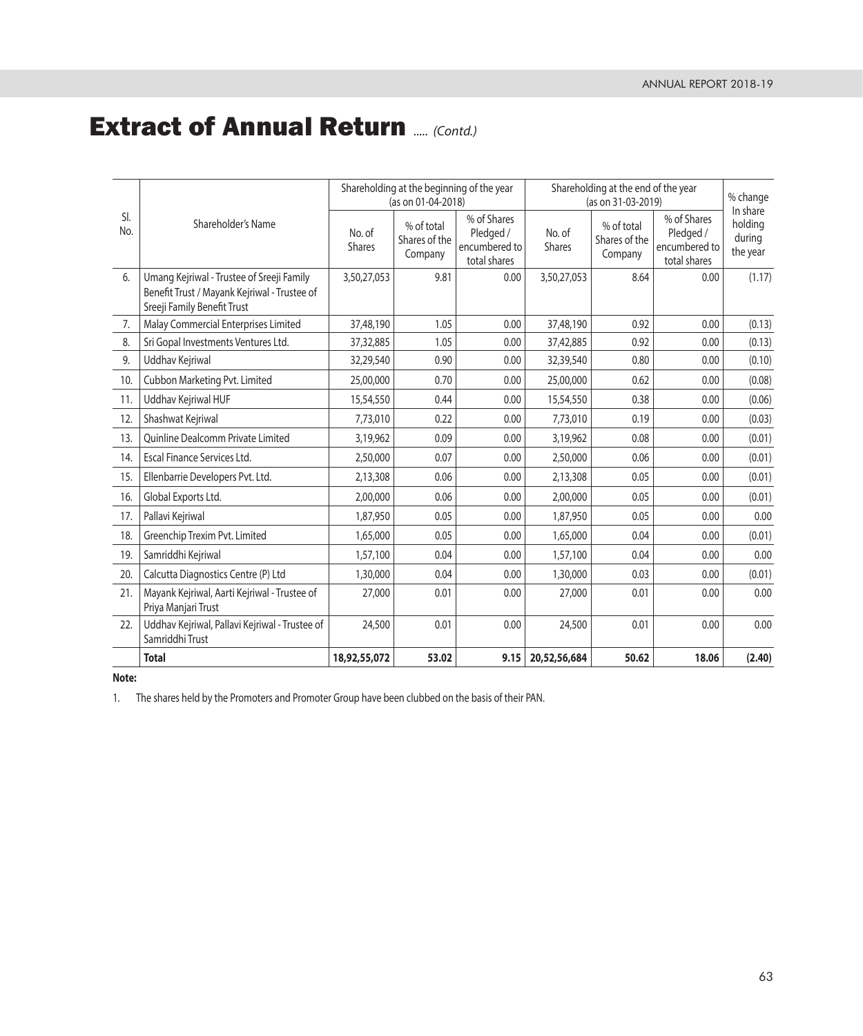# Extract of Annual Return ..... *(Contd.)*

| Sl. No. | Shareholder's Name | Shareholding at the beginning of the year (as on 01-04-2018) | | | Shareholding at the end of the year (as on 31-03-2019) | | | % change In share holding during the year |
|---|---|---|---|---|---|---|---|---|
| | | No. of Shares | % of total Shares of the Company | % of Shares Pledged / encumbered to total shares | No. of Shares | % of total Shares of the Company | % of Shares Pledged / encumbered to total shares | |
| 6. | Umang Kejriwal - Trustee of Sreeji Family Benefit Trust / Mayank Kejriwal - Trustee of Sreeji Family Benefit Trust | 3,50,27,053 | 9.81 | 0.00 | 3,50,27,053 | 8.64 | 0.00 | (1.17) |
| 7. | Malay Commercial Enterprises Limited | 37,48,190 | 1.05 | 0.00 | 37,48,190 | 0.92 | 0.00 | (0.13) |
| 8. | Sri Gopal Investments Ventures Ltd. | 37,32,885 | 1.05 | 0.00 | 37,42,885 | 0.92 | 0.00 | (0.13) |
| 9. | Uddhav Kejriwal | 32,29,540 | 0.90 | 0.00 | 32,39,540 | 0.80 | 0.00 | (0.10) |
| 10. | Cubbon Marketing Pvt. Limited | 25,00,000 | 0.70 | 0.00 | 25,00,000 | 0.62 | 0.00 | (0.08) |
| 11. | Uddhav Kejriwal HUF | 15,54,550 | 0.44 | 0.00 | 15,54,550 | 0.38 | 0.00 | (0.06) |
| 12. | Shashwat Kejriwal | 7,73,010 | 0.22 | 0.00 | 7,73,010 | 0.19 | 0.00 | (0.03) |
| 13. | Quinline Dealcomm Private Limited | 3,19,962 | 0.09 | 0.00 | 3,19,962 | 0.08 | 0.00 | (0.01) |
| 14. | Escal Finance Services Ltd. | 2,50,000 | 0.07 | 0.00 | 2,50,000 | 0.06 | 0.00 | (0.01) |
| 15. | Ellenbarrie Developers Pvt. Ltd. | 2,13,308 | 0.06 | 0.00 | 2,13,308 | 0.05 | 0.00 | (0.01) |
| 16. | Global Exports Ltd. | 2,00,000 | 0.06 | 0.00 | 2,00,000 | 0.05 | 0.00 | (0.01) |
| 17. | Pallavi Kejriwal | 1,87,950 | 0.05 | 0.00 | 1,87,950 | 0.05 | 0.00 | 0.00 |
| 18. | Greenchip Trexim Pvt. Limited | 1,65,000 | 0.05 | 0.00 | 1,65,000 | 0.04 | 0.00 | (0.01) |
| 19. | Samriddhi Kejriwal | 1,57,100 | 0.04 | 0.00 | 1,57,100 | 0.04 | 0.00 | 0.00 |
| 20. | Calcutta Diagnostics Centre (P) Ltd | 1,30,000 | 0.04 | 0.00 | 1,30,000 | 0.03 | 0.00 | (0.01) |
| 21. | Mayank Kejriwal, Aarti Kejriwal - Trustee of Priya Manjari Trust | 27,000 | 0.01 | 0.00 | 27,000 | 0.01 | 0.00 | 0.00 |
| 22. | Uddhav Kejriwal, Pallavi Kejriwal - Trustee of Samriddhi Trust | 24,500 | 0.01 | 0.00 | 24,500 | 0.01 | 0.00 | 0.00 |
| | **Total** | **18,92,55,072** | **53.02** | **9.15** | **20,52,56,684** | **50.62** | **18.06** | **(2.40)** |

**Note:**

1. The shares held by the Promoters and Promoter Group have been clubbed on the basis of their PAN.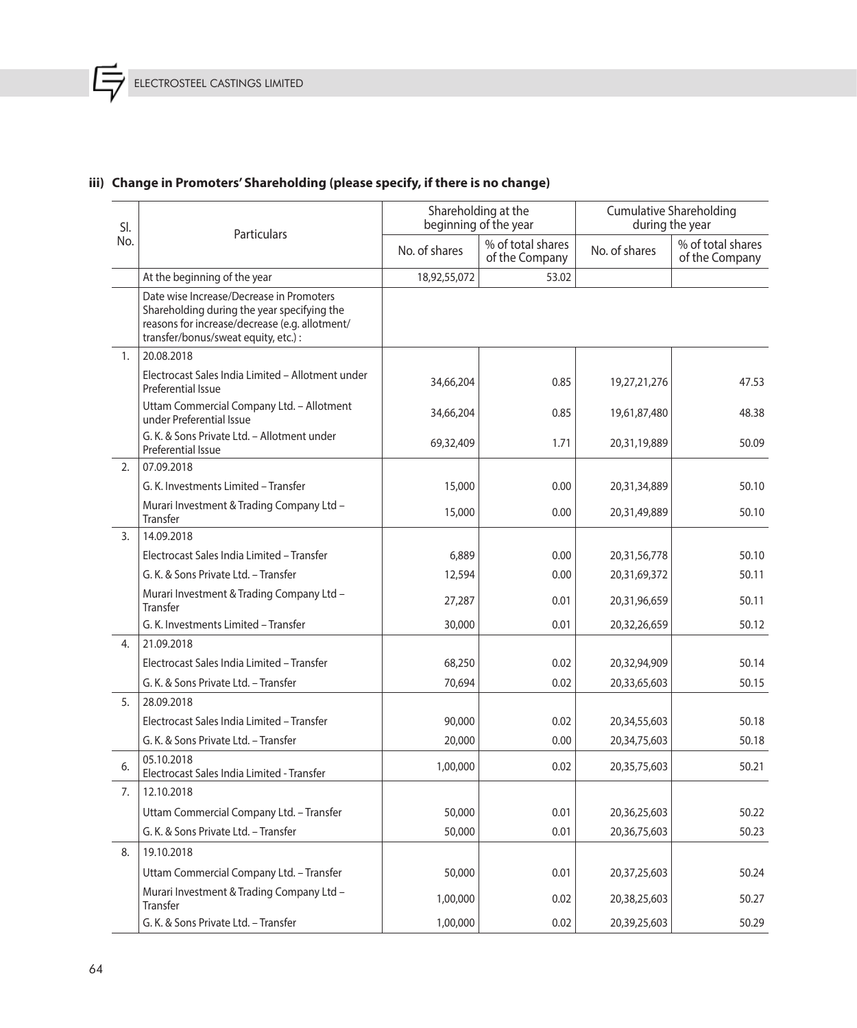### iii) Change in Promoters' Shareholding (please specify, if there is no change)

| Sl. No. | Particulars | Shareholding at the beginning of the year | | Cumulative Shareholding during the year | |
|---|---|---|---|---|---|
| | | No. of shares | % of total shares of the Company | No. of shares | % of total shares of the Company |
| | At the beginning of the year | 18,92,55,072 | 53.02 | | |
| | Date wise Increase/Decrease in Promoters Shareholding during the year specifying the reasons for increase/decrease (e.g. allotment/ transfer/bonus/sweat equity, etc.) : | | | | |
| 1. | 20.08.2018 | | | | |
| | Electrocast Sales India Limited – Allotment under Preferential Issue | 34,66,204 | 0.85 | 19,27,21,276 | 47.53 |
| | Uttam Commercial Company Ltd. – Allotment under Preferential Issue | 34,66,204 | 0.85 | 19,61,87,480 | 48.38 |
| | G. K. & Sons Private Ltd. – Allotment under Preferential Issue | 69,32,409 | 1.71 | 20,31,19,889 | 50.09 |
| 2. | 07.09.2018 | | | | |
| | G. K. Investments Limited – Transfer | 15,000 | 0.00 | 20,31,34,889 | 50.10 |
| | Murari Investment & Trading Company Ltd – Transfer | 15,000 | 0.00 | 20,31,49,889 | 50.10 |
| 3. | 14.09.2018 | | | | |
| | Electrocast Sales India Limited – Transfer | 6,889 | 0.00 | 20,31,56,778 | 50.10 |
| | G. K. & Sons Private Ltd. – Transfer | 12,594 | 0.00 | 20,31,69,372 | 50.11 |
| | Murari Investment & Trading Company Ltd – Transfer | 27,287 | 0.01 | 20,31,96,659 | 50.11 |
| | G. K. Investments Limited – Transfer | 30,000 | 0.01 | 20,32,26,659 | 50.12 |
| 4. | 21.09.2018 | | | | |
| | Electrocast Sales India Limited – Transfer | 68,250 | 0.02 | 20,32,94,909 | 50.14 |
| | G. K. & Sons Private Ltd. – Transfer | 70,694 | 0.02 | 20,33,65,603 | 50.15 |
| 5. | 28.09.2018 | | | | |
| | Electrocast Sales India Limited – Transfer | 90,000 | 0.02 | 20,34,55,603 | 50.18 |
| | G. K. & Sons Private Ltd. – Transfer | 20,000 | 0.00 | 20,34,75,603 | 50.18 |
| 6. | 05.10.2018<br>Electrocast Sales India Limited - Transfer | 1,00,000 | 0.02 | 20,35,75,603 | 50.21 |
| 7. | 12.10.2018 | | | | |
| | Uttam Commercial Company Ltd. – Transfer | 50,000 | 0.01 | 20,36,25,603 | 50.22 |
| | G. K. & Sons Private Ltd. – Transfer | 50,000 | 0.01 | 20,36,75,603 | 50.23 |
| 8. | 19.10.2018 | | | | |
| | Uttam Commercial Company Ltd. – Transfer | 50,000 | 0.01 | 20,37,25,603 | 50.24 |
| | Murari Investment & Trading Company Ltd – Transfer | 1,00,000 | 0.02 | 20,38,25,603 | 50.27 |
| | G. K. & Sons Private Ltd. – Transfer | 1,00,000 | 0.02 | 20,39,25,603 | 50.29 |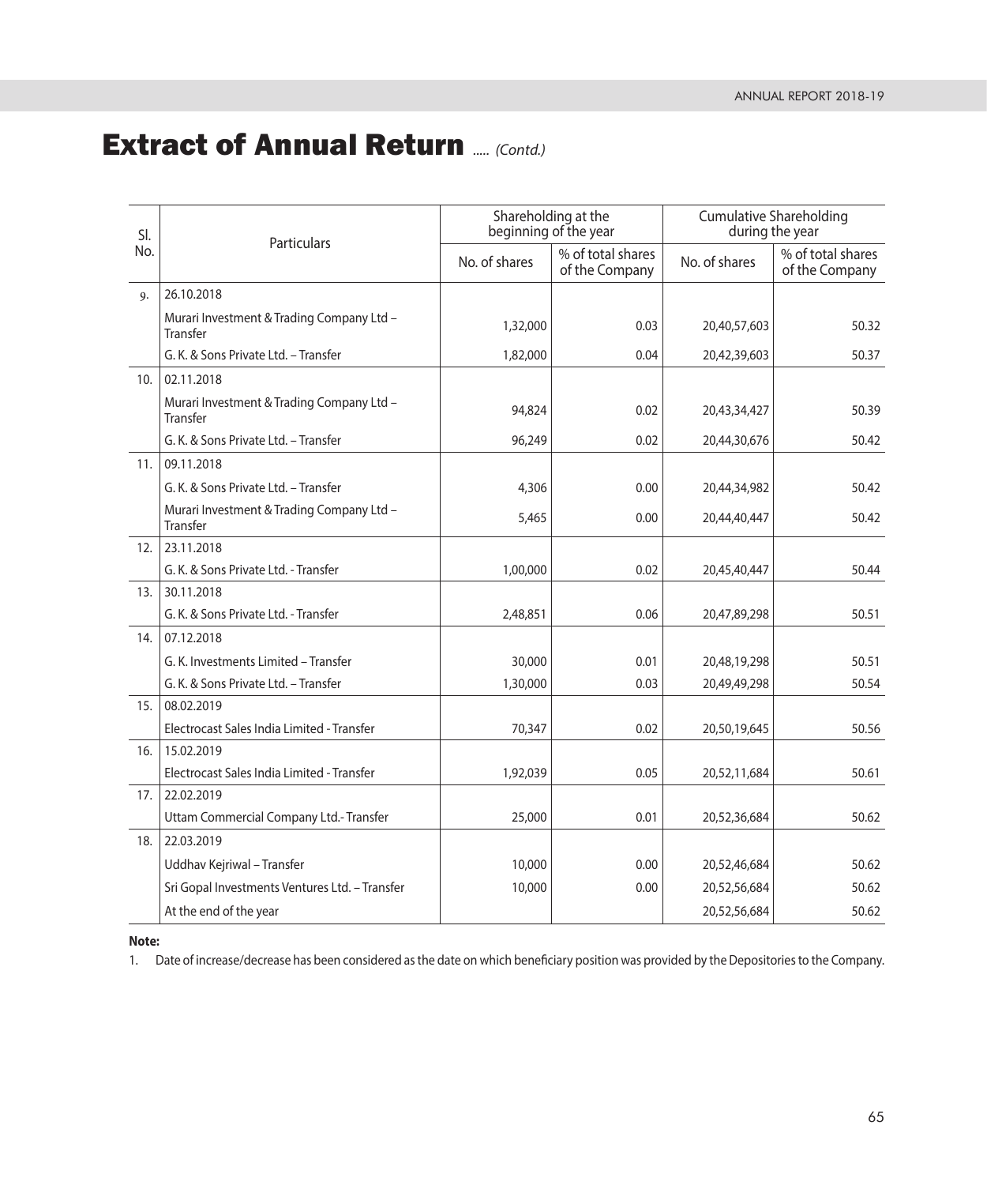# Extract of Annual Return ..... *(Contd.)*

| Sl. No. | Particulars | Shareholding at the beginning of the year | | Cumulative Shareholding during the year | |
|---|---|---|---|---|---|
| | | No. of shares | % of total shares of the Company | No. of shares | % of total shares of the Company |
| 9. | 26.10.2018 | | | | |
| | Murari Investment & Trading Company Ltd – Transfer | 1,32,000 | 0.03 | 20,40,57,603 | 50.32 |
| | G. K. & Sons Private Ltd. – Transfer | 1,82,000 | 0.04 | 20,42,39,603 | 50.37 |
| 10. | 02.11.2018 | | | | |
| | Murari Investment & Trading Company Ltd – Transfer | 94,824 | 0.02 | 20,43,34,427 | 50.39 |
| | G. K. & Sons Private Ltd. – Transfer | 96,249 | 0.02 | 20,44,30,676 | 50.42 |
| 11. | 09.11.2018 | | | | |
| | G. K. & Sons Private Ltd. – Transfer | 4,306 | 0.00 | 20,44,34,982 | 50.42 |
| | Murari Investment & Trading Company Ltd – Transfer | 5,465 | 0.00 | 20,44,40,447 | 50.42 |
| 12. | 23.11.2018 | | | | |
| | G. K. & Sons Private Ltd. - Transfer | 1,00,000 | 0.02 | 20,45,40,447 | 50.44 |
| 13. | 30.11.2018 | | | | |
| | G. K. & Sons Private Ltd. - Transfer | 2,48,851 | 0.06 | 20,47,89,298 | 50.51 |
| 14. | 07.12.2018 | | | | |
| | G. K. Investments Limited – Transfer | 30,000 | 0.01 | 20,48,19,298 | 50.51 |
| | G. K. & Sons Private Ltd. – Transfer | 1,30,000 | 0.03 | 20,49,49,298 | 50.54 |
| 15. | 08.02.2019 | | | | |
| | Electrocast Sales India Limited - Transfer | 70,347 | 0.02 | 20,50,19,645 | 50.56 |
| 16. | 15.02.2019 | | | | |
| | Electrocast Sales India Limited - Transfer | 1,92,039 | 0.05 | 20,52,11,684 | 50.61 |
| 17. | 22.02.2019 | | | | |
| | Uttam Commercial Company Ltd.- Transfer | 25,000 | 0.01 | 20,52,36,684 | 50.62 |
| 18. | 22.03.2019 | | | | |
| | Uddhav Kejriwal – Transfer | 10,000 | 0.00 | 20,52,46,684 | 50.62 |
| | Sri Gopal Investments Ventures Ltd. – Transfer | 10,000 | 0.00 | 20,52,56,684 | 50.62 |
| | At the end of the year | | | 20,52,56,684 | 50.62 |

**Note:**

1. Date of increase/decrease has been considered as the date on which beneficiary position was provided by the Depositories to the Company.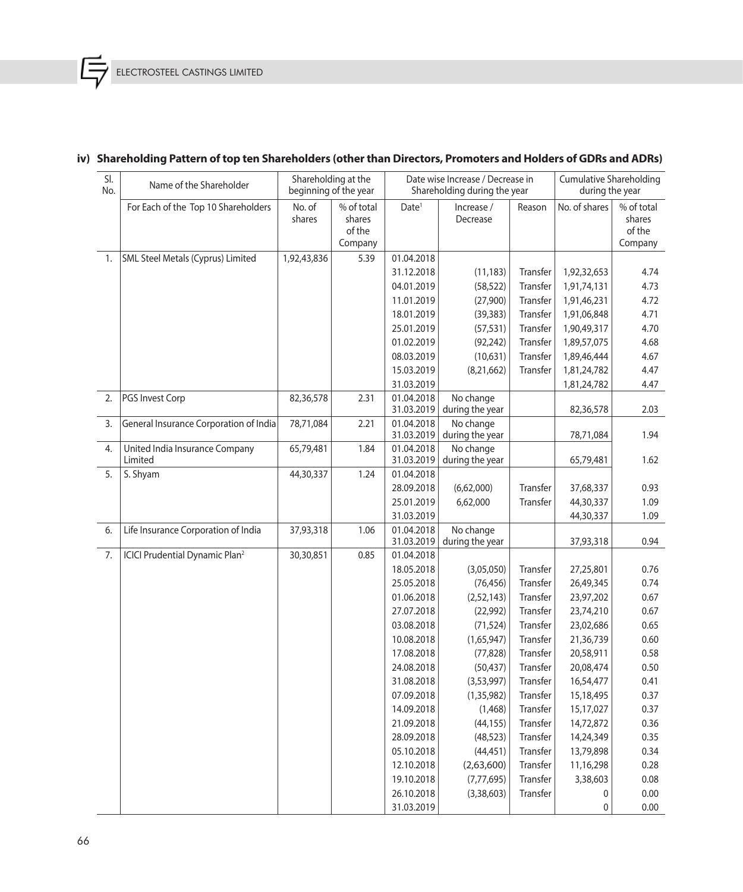## iv) Shareholding Pattern of top ten Shareholders (other than Directors, Promoters and Holders of GDRs and ADRs)

| Sl. No. | Name of the Shareholder | Shareholding at the beginning of the year | | Date wise Increase / Decrease in Shareholding during the year | | | Cumulative Shareholding during the year | |
|---|---|---|---|---|---|---|---|---|
| | For Each of the Top 10 Shareholders | No. of shares | % of total shares of the Company | Date[1] | Increase / Decrease | Reason | No. of shares | % of total shares of the Company |
| 1. | SML Steel Metals (Cyprus) Limited | 1,92,43,836 | 5.39 | 01.04.2018 | | | | |
| | | | | 31.12.2018 | (11,183) | Transfer | 1,92,32,653 | 4.74 |
| | | | | 04.01.2019 | (58,522) | Transfer | 1,91,74,131 | 4.73 |
| | | | | 11.01.2019 | (27,900) | Transfer | 1,91,46,231 | 4.72 |
| | | | | 18.01.2019 | (39,383) | Transfer | 1,91,06,848 | 4.71 |
| | | | | 25.01.2019 | (57,531) | Transfer | 1,90,49,317 | 4.70 |
| | | | | 01.02.2019 | (92,242) | Transfer | 1,89,57,075 | 4.68 |
| | | | | 08.03.2019 | (10,631) | Transfer | 1,89,46,444 | 4.67 |
| | | | | 15.03.2019 | (8,21,662) | Transfer | 1,81,24,782 | 4.47 |
| | | | | 31.03.2019 | | | 1,81,24,782 | 4.47 |
| 2. | PGS Invest Corp | 82,36,578 | 2.31 | 01.04.2018 31.03.2019 | No change during the year | | 82,36,578 | 2.03 |
| 3. | General Insurance Corporation of India | 78,71,084 | 2.21 | 01.04.2018 31.03.2019 | No change during the year | | 78,71,084 | 1.94 |
| 4. | United India Insurance Company Limited | 65,79,481 | 1.84 | 01.04.2018 31.03.2019 | No change during the year | | 65,79,481 | 1.62 |
| 5. | S. Shyam | 44,30,337 | 1.24 | 01.04.2018 | | | | |
| | | | | 28.09.2018 | (6,62,000) | Transfer | 37,68,337 | 0.93 |
| | | | | 25.01.2019 | 6,62,000 | Transfer | 44,30,337 | 1.09 |
| | | | | 31.03.2019 | | | 44,30,337 | 1.09 |
| 6. | Life Insurance Corporation of India | 37,93,318 | 1.06 | 01.04.2018 31.03.2019 | No change during the year | | 37,93,318 | 0.94 |
| 7. | ICICI Prudential Dynamic Plan[2] | 30,30,851 | 0.85 | 01.04.2018 | | | | |
| | | | | 18.05.2018 | (3,05,050) | Transfer | 27,25,801 | 0.76 |
| | | | | 25.05.2018 | (76,456) | Transfer | 26,49,345 | 0.74 |
| | | | | 01.06.2018 | (2,52,143) | Transfer | 23,97,202 | 0.67 |
| | | | | 27.07.2018 | (22,992) | Transfer | 23,74,210 | 0.67 |
| | | | | 03.08.2018 | (71,524) | Transfer | 23,02,686 | 0.65 |
| | | | | 10.08.2018 | (1,65,947) | Transfer | 21,36,739 | 0.60 |
| | | | | 17.08.2018 | (77,828) | Transfer | 20,58,911 | 0.58 |
| | | | | 24.08.2018 | (50,437) | Transfer | 20,08,474 | 0.50 |
| | | | | 31.08.2018 | (3,53,997) | Transfer | 16,54,477 | 0.41 |
| | | | | 07.09.2018 | (1,35,982) | Transfer | 15,18,495 | 0.37 |
| | | | | 14.09.2018 | (1,468) | Transfer | 15,17,027 | 0.37 |
| | | | | 21.09.2018 | (44,155) | Transfer | 14,72,872 | 0.36 |
| | | | | 28.09.2018 | (48,523) | Transfer | 14,24,349 | 0.35 |
| | | | | 05.10.2018 | (44,451) | Transfer | 13,79,898 | 0.34 |
| | | | | 12.10.2018 | (2,63,600) | Transfer | 11,16,298 | 0.28 |
| | | | | 19.10.2018 | (7,77,695) | Transfer | 3,38,603 | 0.08 |
| | | | | 26.10.2018 | (3,38,603) | Transfer | 0 | 0.00 |
| | | | | 31.03.2019 | | | 0 | 0.00 |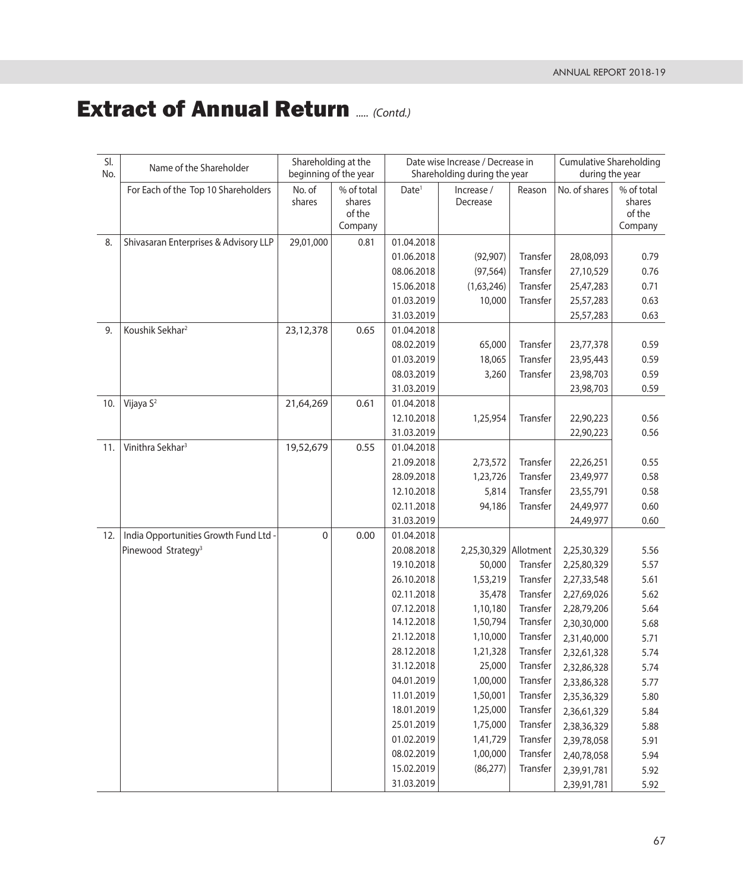# Extract of Annual Return ..... *(Contd.)*

| Sl. No. | Name of the Shareholder | Shareholding at the beginning of the year | | Date wise Increase / Decrease in Shareholding during the year | | | Cumulative Shareholding during the year | |
|---|---|---|---|---|---|---|---|---|
| | For Each of the Top 10 Shareholders | No. of shares | % of total shares of the Company | Date[1] | Increase / Decrease | Reason | No. of shares | % of total shares of the Company |
| 8. | Shivasaran Enterprises & Advisory LLP | 29,01,000 | 0.81 | 01.04.2018 | | | | |
| | | | | 01.06.2018 | (92,907) | Transfer | 28,08,093 | 0.79 |
| | | | | 08.06.2018 | (97,564) | Transfer | 27,10,529 | 0.76 |
| | | | | 15.06.2018 | (1,63,246) | Transfer | 25,47,283 | 0.71 |
| | | | | 01.03.2019 | 10,000 | Transfer | 25,57,283 | 0.63 |
| | | | | 31.03.2019 | | | 25,57,283 | 0.63 |
| 9. | Koushik Sekhar[2] | 23,12,378 | 0.65 | 01.04.2018 | | | | |
| | | | | 08.02.2019 | 65,000 | Transfer | 23,77,378 | 0.59 |
| | | | | 01.03.2019 | 18,065 | Transfer | 23,95,443 | 0.59 |
| | | | | 08.03.2019 | 3,260 | Transfer | 23,98,703 | 0.59 |
| | | | | 31.03.2019 | | | 23,98,703 | 0.59 |
| 10. | Vijaya S[2] | 21,64,269 | 0.61 | 01.04.2018 | | | | |
| | | | | 12.10.2018 | 1,25,954 | Transfer | 22,90,223 | 0.56 |
| | | | | 31.03.2019 | | | 22,90,223 | 0.56 |
| 11. | Vinithra Sekhar[3] | 19,52,679 | 0.55 | 01.04.2018 | | | | |
| | | | | 21.09.2018 | 2,73,572 | Transfer | 22,26,251 | 0.55 |
| | | | | 28.09.2018 | 1,23,726 | Transfer | 23,49,977 | 0.58 |
| | | | | 12.10.2018 | 5,814 | Transfer | 23,55,791 | 0.58 |
| | | | | 02.11.2018 | 94,186 | Transfer | 24,49,977 | 0.60 |
| | | | | 31.03.2019 | | | 24,49,977 | 0.60 |
| 12. | India Opportunities Growth Fund Ltd - Pinewood Strategy[3] | 0 | 0.00 | 01.04.2018 | | | | |
| | | | | 20.08.2018 | 2,25,30,329 | Allotment | 2,25,30,329 | 5.56 |
| | | | | 19.10.2018 | 50,000 | Transfer | 2,25,80,329 | 5.57 |
| | | | | 26.10.2018 | 1,53,219 | Transfer | 2,27,33,548 | 5.61 |
| | | | | 02.11.2018 | 35,478 | Transfer | 2,27,69,026 | 5.62 |
| | | | | 07.12.2018 | 1,10,180 | Transfer | 2,28,79,206 | 5.64 |
| | | | | 14.12.2018 | 1,50,794 | Transfer | 2,30,30,000 | 5.68 |
| | | | | 21.12.2018 | 1,10,000 | Transfer | 2,31,40,000 | 5.71 |
| | | | | 28.12.2018 | 1,21,328 | Transfer | 2,32,61,328 | 5.74 |
| | | | | 31.12.2018 | 25,000 | Transfer | 2,32,86,328 | 5.74 |
| | | | | 04.01.2019 | 1,00,000 | Transfer | 2,33,86,328 | 5.77 |
| | | | | 11.01.2019 | 1,50,001 | Transfer | 2,35,36,329 | 5.80 |
| | | | | 18.01.2019 | 1,25,000 | Transfer | 2,36,61,329 | 5.84 |
| | | | | 25.01.2019 | 1,75,000 | Transfer | 2,38,36,329 | 5.88 |
| | | | | 01.02.2019 | 1,41,729 | Transfer | 2,39,78,058 | 5.91 |
| | | | | 08.02.2019 | 1,00,000 | Transfer | 2,40,78,058 | 5.94 |
| | | | | 15.02.2019 | (86,277) | Transfer | 2,39,91,781 | 5.92 |
| | | | | 31.03.2019 | | | 2,39,91,781 | 5.92 |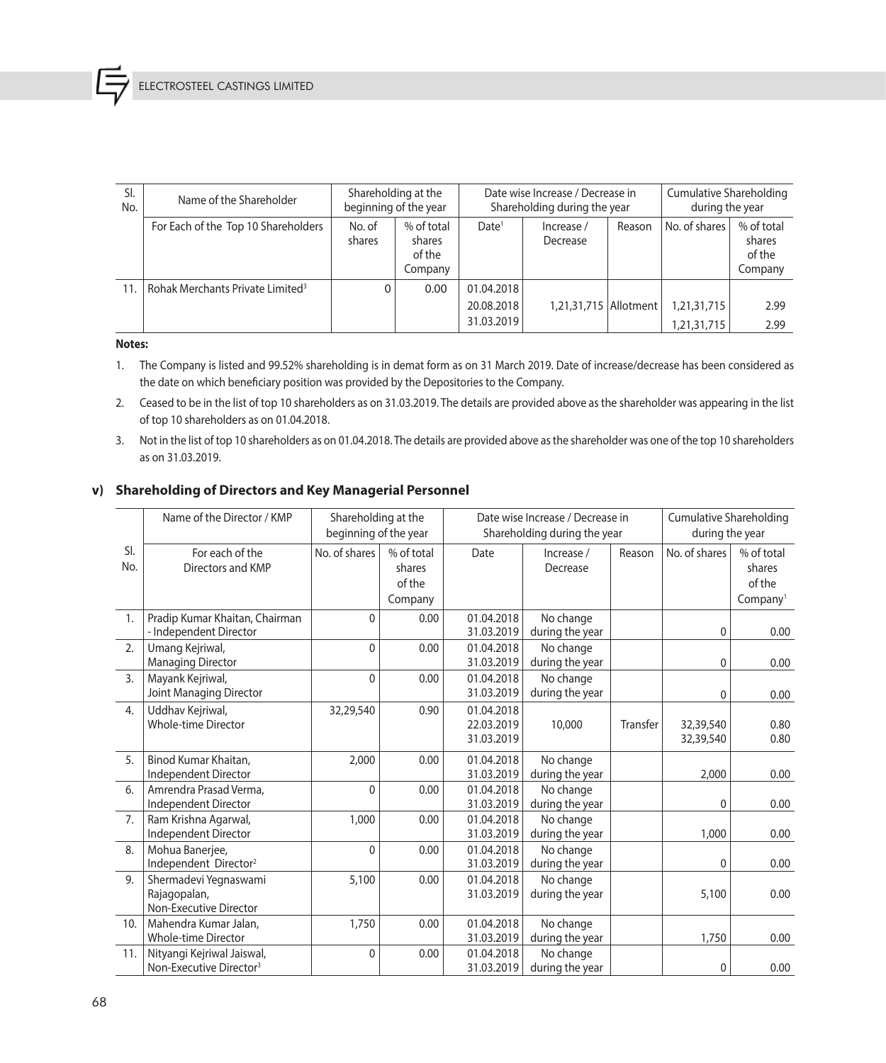| Sl. No. | Name of the Shareholder | Shareholding at the beginning of the year | | Date wise Increase / Decrease in Shareholding during the year | | | Cumulative Shareholding during the year | |
|---|---|---|---|---|---|---|---|---|
| | For Each of the Top 10 Shareholders | No. of shares | % of total shares of the Company | Date[1] | Increase / Decrease | Reason | No. of shares | % of total shares of the Company |
| 11. | Rohak Merchants Private Limited[3] | 0 | 0.00 | 01.04.2018 | | | | |
| | | | | 20.08.2018 | 1,21,31,715 | Allotment | 1,21,31,715 | 2.99 |
| | | | | 31.03.2019 | | | 1,21,31,715 | 2.99 |

**Notes:**

1. The Company is listed and 99.52% shareholding is in demat form as on 31 March 2019. Date of increase/decrease has been considered as the date on which beneficiary position was provided by the Depositories to the Company.
2. Ceased to be in the list of top 10 shareholders as on 31.03.2019. The details are provided above as the shareholder was appearing in the list of top 10 shareholders as on 01.04.2018.
3. Not in the list of top 10 shareholders as on 01.04.2018. The details are provided above as the shareholder was one of the top 10 shareholders as on 31.03.2019.

## v) Shareholding of Directors and Key Managerial Personnel

| Sl. No. | Name of the Director / KMP | Shareholding at the beginning of the year | | Date wise Increase / Decrease in Shareholding during the year | | | Cumulative Shareholding during the year | |
|---|---|---|---|---|---|---|---|---|
| | For each of the Directors and KMP | No. of shares | % of total shares of the Company | Date | Increase / Decrease | Reason | No. of shares | % of total shares of the Company[1] |
| 1. | Pradip Kumar Khaitan, Chairman - Independent Director | 0 | 0.00 | 01.04.2018 31.03.2019 | No change during the year | | 0 | 0.00 |
| 2. | Umang Kejriwal, Managing Director | 0 | 0.00 | 01.04.2018 31.03.2019 | No change during the year | | 0 | 0.00 |
| 3. | Mayank Kejriwal, Joint Managing Director | 0 | 0.00 | 01.04.2018 31.03.2019 | No change during the year | | 0 | 0.00 |
| 4. | Uddhav Kejriwal, Whole-time Director | 32,29,540 | 0.90 | 01.04.2018 | | | | |
| | | | | 22.03.2019 | 10,000 | Transfer | 32,39,540 | 0.80 |
| | | | | 31.03.2019 | | | 32,39,540 | 0.80 |
| 5. | Binod Kumar Khaitan, Independent Director | 2,000 | 0.00 | 01.04.2018 31.03.2019 | No change during the year | | 2,000 | 0.00 |
| 6. | Amrendra Prasad Verma, Independent Director | 0 | 0.00 | 01.04.2018 31.03.2019 | No change during the year | | 0 | 0.00 |
| 7. | Ram Krishna Agarwal, Independent Director | 1,000 | 0.00 | 01.04.2018 31.03.2019 | No change during the year | | 1,000 | 0.00 |
| 8. | Mohua Banerjee, Independent Director[2] | 0 | 0.00 | 01.04.2018 31.03.2019 | No change during the year | | 0 | 0.00 |
| 9. | Shermadevi Yegnaswami Rajagopalan, Non-Executive Director | 5,100 | 0.00 | 01.04.2018 31.03.2019 | No change during the year | | 5,100 | 0.00 |
| 10. | Mahendra Kumar Jalan, Whole-time Director | 1,750 | 0.00 | 01.04.2018 31.03.2019 | No change during the year | | 1,750 | 0.00 |
| 11. | Nityangi Kejriwal Jaiswal, Non-Executive Director[3] | 0 | 0.00 | 01.04.2018 31.03.2019 | No change during the year | | 0 | 0.00 |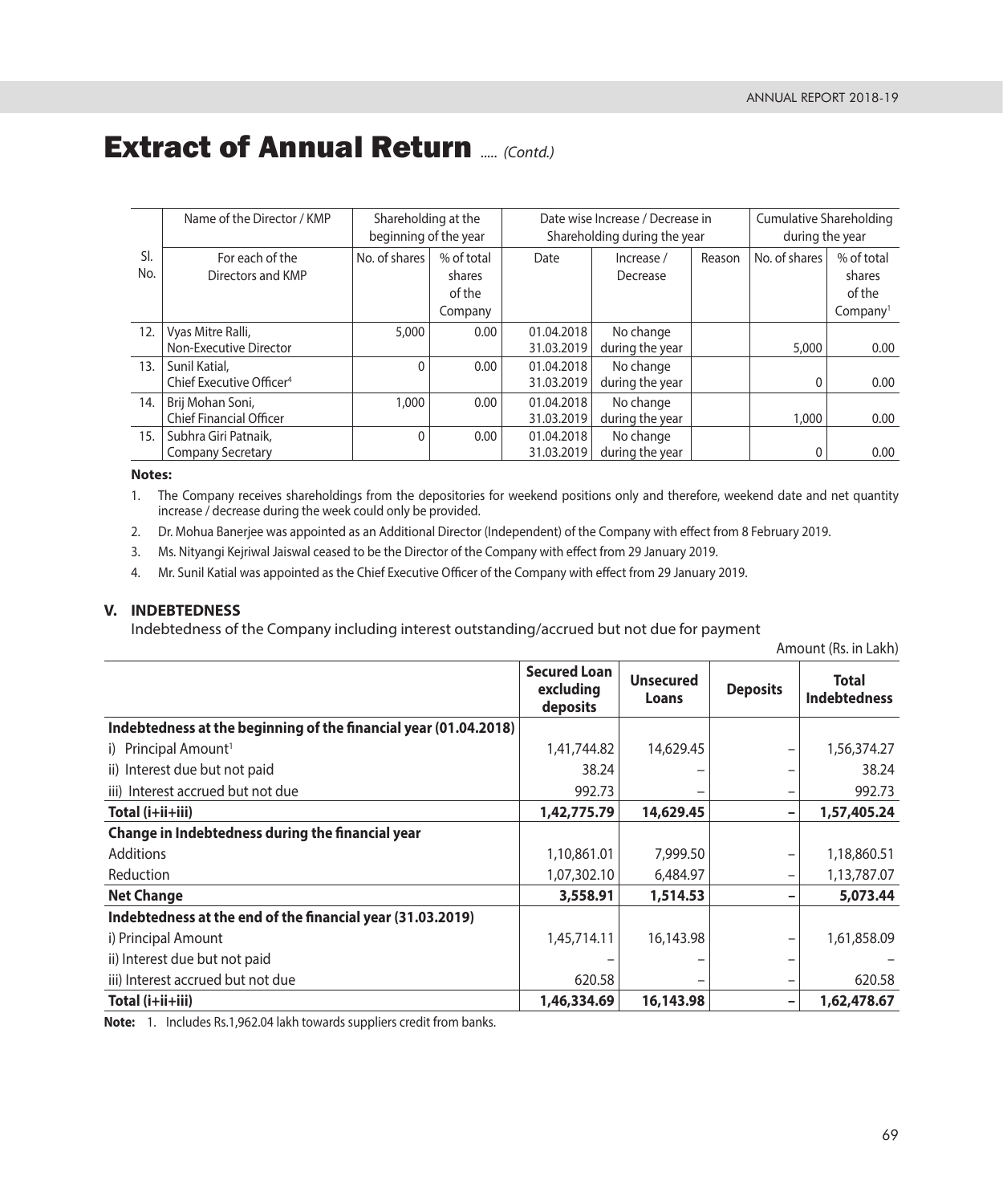# Extract of Annual Return ..... *(Contd.)*

| Sl. No. | Name of the Director / KMP | Shareholding at the beginning of the year | | Date wise Increase / Decrease in Shareholding during the year | | | Cumulative Shareholding during the year | |
|---|---|---|---|---|---|---|---|---|
| | For each of the Directors and KMP | No. of shares | % of total shares of the Company | Date | Increase / Decrease | Reason | No. of shares | % of total shares of the Company[1] |
| 12. | Vyas Mitre Ralli, Non-Executive Director | 5,000 | 0.00 | 01.04.2018 31.03.2019 | No change during the year | | 5,000 | 0.00 |
| 13. | Sunil Katial, Chief Executive Officer[4] | 0 | 0.00 | 01.04.2018 31.03.2019 | No change during the year | | 0 | 0.00 |
| 14. | Brij Mohan Soni, Chief Financial Officer | 1,000 | 0.00 | 01.04.2018 31.03.2019 | No change during the year | | 1,000 | 0.00 |
| 15. | Subhra Giri Patnaik, Company Secretary | 0 | 0.00 | 01.04.2018 31.03.2019 | No change during the year | | 0 | 0.00 |

**Notes:**

1. The Company receives shareholdings from the depositories for weekend positions only and therefore, weekend date and net quantity increase / decrease during the week could only be provided.
2. Dr. Mohua Banerjee was appointed as an Additional Director (Independent) of the Company with effect from 8 February 2019.
3. Ms. Nityangi Kejriwal Jaiswal ceased to be the Director of the Company with effect from 29 January 2019.
4. Mr. Sunil Katial was appointed as the Chief Executive Officer of the Company with effect from 29 January 2019.

## V. INDEBTEDNESS

Indebtedness of the Company including interest outstanding/accrued but not due for payment

Amount (Rs. in Lakh)

| | Secured Loan excluding deposits | Unsecured Loans | Deposits | Total Indebtedness |
|---|---|---|---|---|
| **Indebtedness at the beginning of the financial year (01.04.2018)** | | | | |
| i) Principal Amount[1] | 1,41,744.82 | 14,629.45 | – | 1,56,374.27 |
| ii) Interest due but not paid | 38.24 | – | – | 38.24 |
| iii) Interest accrued but not due | 992.73 | – | – | 992.73 |
| **Total (i+ii+iii)** | **1,42,775.79** | **14,629.45** | **–** | **1,57,405.24** |
| **Change in Indebtedness during the financial year** | | | | |
| Additions | 1,10,861.01 | 7,999.50 | – | 1,18,860.51 |
| Reduction | 1,07,302.10 | 6,484.97 | – | 1,13,787.07 |
| **Net Change** | **3,558.91** | **1,514.53** | **–** | **5,073.44** |
| **Indebtedness at the end of the financial year (31.03.2019)** | | | | |
| i) Principal Amount | 1,45,714.11 | 16,143.98 | – | 1,61,858.09 |
| ii) Interest due but not paid | – | – | – | – |
| iii) Interest accrued but not due | 620.58 | – | – | 620.58 |
| **Total (i+ii+iii)** | **1,46,334.69** | **16,143.98** | **–** | **1,62,478.67** |

**Note:** 1. Includes Rs.1,962.04 lakh towards suppliers credit from banks.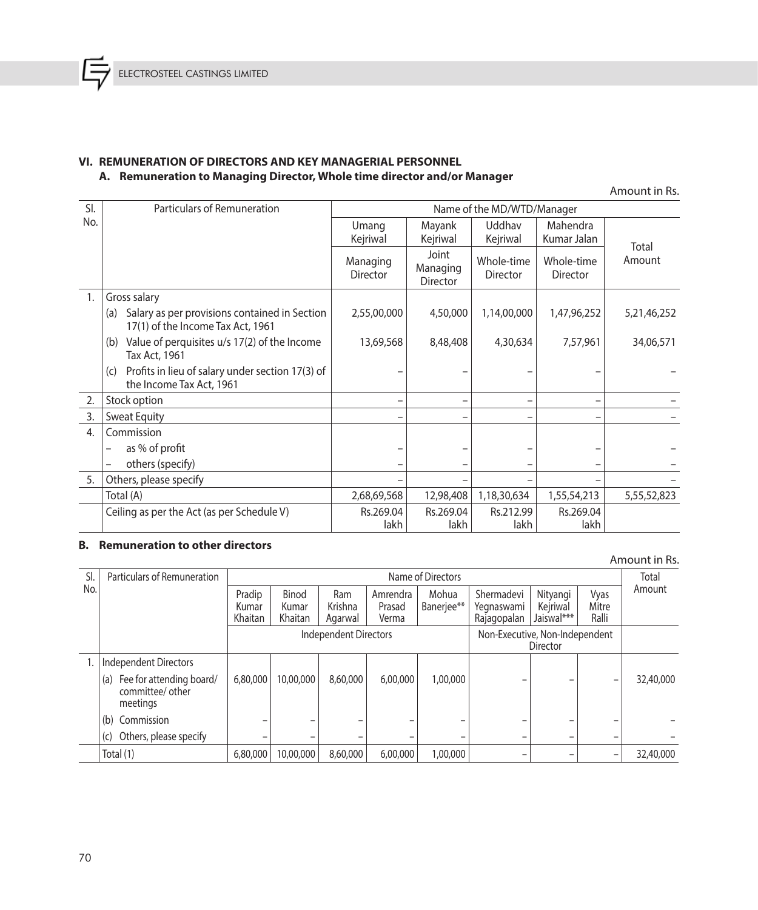## VI. REMUNERATION OF DIRECTORS AND KEY MANAGERIAL PERSONNEL

### A. Remuneration to Managing Director, Whole time director and/or Manager

Amount in Rs.

| Sl. No. | Particulars of Remuneration | Name of the MD/WTD/Manager | | | | |
|---|---|---|---|---|---|---|
| | | Umang Kejriwal | Mayank Kejriwal | Uddhav Kejriwal | Mahendra Kumar Jalan | Total Amount |
| | | Managing Director | Joint Managing Director | Whole-time Director | Whole-time Director | |
| 1. | Gross salary | | | | | |
| | (a) Salary as per provisions contained in Section 17(1) of the Income Tax Act, 1961 | 2,55,00,000 | 4,50,000 | 1,14,00,000 | 1,47,96,252 | 5,21,46,252 |
| | (b) Value of perquisites u/s 17(2) of the Income Tax Act, 1961 | 13,69,568 | 8,48,408 | 4,30,634 | 7,57,961 | 34,06,571 |
| | (c) Profits in lieu of salary under section 17(3) of the Income Tax Act, 1961 | – | – | – | – | – |
| 2. | Stock option | – | – | – | – | – |
| 3. | Sweat Equity | – | – | – | – | – |
| 4. | Commission | | | | | |
| | – as % of profit | – | – | – | – | – |
| | – others (specify) | – | – | – | – | – |
| 5. | Others, please specify | – | – | – | – | – |
| | Total (A) | 2,68,69,568 | 12,98,408 | 1,18,30,634 | 1,55,54,213 | 5,55,52,823 |
| | Ceiling as per the Act (as per Schedule V) | Rs.269.04 lakh | Rs.269.04 lakh | Rs.212.99 lakh | Rs.269.04 lakh | |

### B. Remuneration to other directors

Amount in Rs.

| Sl. No. | Particulars of Remuneration | Name of Directors | | | | | | | | Total Amount |
|---|---|---|---|---|---|---|---|---|---|---|
| | | Pradip Kumar Khaitan | Binod Kumar Khaitan | Ram Krishna Agarwal | Amrendra Prasad Verma | Mohua Banerjee** | Shermadevi Yegnaswami Rajagopalan | Nityangi Kejriwal Jaiswal*** | Vyas Mitre Ralli | |
| | | Independent Directors | | | | | Non-Executive, Non-Independent Director | | | |
| 1. | Independent Directors | | | | | | | | | |
| | (a) Fee for attending board/ committee/ other meetings | 6,80,000 | 10,00,000 | 8,60,000 | 6,00,000 | 1,00,000 | – | – | – | 32,40,000 |
| | (b) Commission | – | – | – | – | – | – | – | – | – |
| | (c) Others, please specify | – | – | – | – | – | – | – | – | – |
| | Total (1) | 6,80,000 | 10,00,000 | 8,60,000 | 6,00,000 | 1,00,000 | – | – | – | 32,40,000 |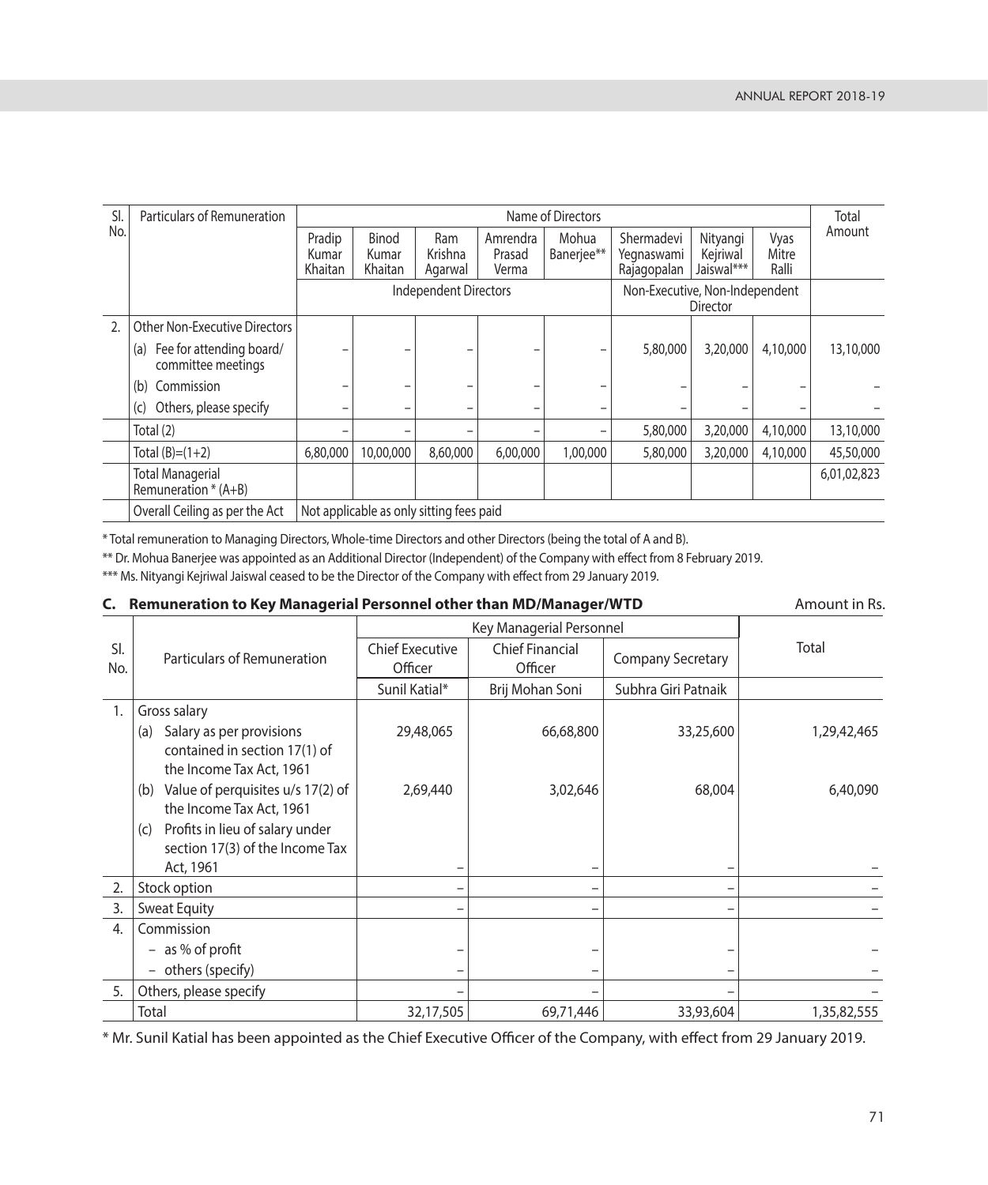| Sl. No. | Particulars of Remuneration | Name of Directors | | | | | | | | Total Amount |
|---|---|---|---|---|---|---|---|---|---|---|
| | | Pradip Kumar Khaitan | Binod Kumar Khaitan | Ram Krishna Agarwal | Amrendra Prasad Verma | Mohua Banerjee** | Shermadevi Yegnaswami Rajagopalan | Nityangi Kejriwal Jaiswal*** | Vyas Mitre Ralli | |
| | | Independent Directors | | | | | Non-Executive, Non-Independent Director | | | |
| 2. | Other Non-Executive Directors | | | | | | | | | |
| | (a) Fee for attending board/ committee meetings | – | – | – | – | – | 5,80,000 | 3,20,000 | 4,10,000 | 13,10,000 |
| | (b) Commission | – | – | – | – | – | – | – | – | – |
| | (c) Others, please specify | – | – | – | – | – | – | – | – | – |
| | Total (2) | – | – | – | – | – | 5,80,000 | 3,20,000 | 4,10,000 | 13,10,000 |
| | Total (B)=(1+2) | 6,80,000 | 10,00,000 | 8,60,000 | 6,00,000 | 1,00,000 | 5,80,000 | 3,20,000 | 4,10,000 | 45,50,000 |
| | Total Managerial Remuneration * (A+B) | | | | | | | | | 6,01,02,823 |
| | Overall Ceiling as per the Act | Not applicable as only sitting fees paid | | | | | | | | |

* Total remuneration to Managing Directors, Whole-time Directors and other Directors (being the total of A and B).

** Dr. Mohua Banerjee was appointed as an Additional Director (Independent) of the Company with effect from 8 February 2019.

*** Ms. Nityangi Kejriwal Jaiswal ceased to be the Director of the Company with effect from 29 January 2019.

### C. Remuneration to Key Managerial Personnel other than MD/Manager/WTD

Amount in Rs.

| Sl. No. | Particulars of Remuneration | Key Managerial Personnel | | | Total |
|---|---|---|---|---|---|
| | | Chief Executive Officer | Chief Financial Officer | Company Secretary | |
| | | Sunil Katial* | Brij Mohan Soni | Subhra Giri Patnaik | |
| 1. | Gross salary | | | | |
| | (a) Salary as per provisions contained in section 17(1) of the Income Tax Act, 1961 | 29,48,065 | 66,68,800 | 33,25,600 | 1,29,42,465 |
| | (b) Value of perquisites u/s 17(2) of the Income Tax Act, 1961 | 2,69,440 | 3,02,646 | 68,004 | 6,40,090 |
| | (c) Profits in lieu of salary under section 17(3) of the Income Tax Act, 1961 | – | – | – | – |
| 2. | Stock option | – | – | – | – |
| 3. | Sweat Equity | – | – | – | – |
| 4. | Commission | | | | |
| | – as % of profit | – | – | – | – |
| | – others (specify) | – | – | – | – |
| 5. | Others, please specify | – | – | – | – |
| | Total | 32,17,505 | 69,71,446 | 33,93,604 | 1,35,82,555 |

* Mr. Sunil Katial has been appointed as the Chief Executive Officer of the Company, with effect from 29 January 2019.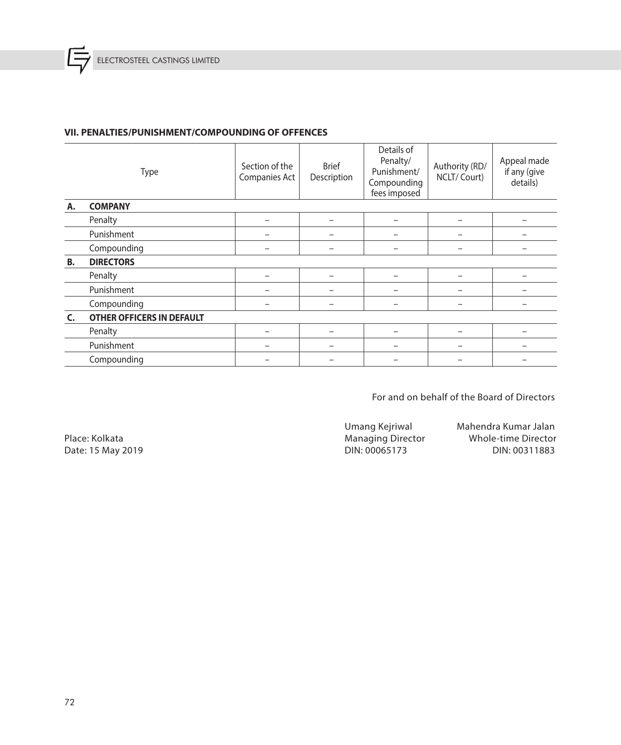### VII. PENALTIES/PUNISHMENT/COMPOUNDING OF OFFENCES

| | Type | Section of the Companies Act | Brief Description | Details of Penalty/ Punishment/ Compounding fees imposed | Authority (RD/ NCLT/ Court) | Appeal made if any (give details) |
|---|---|---|---|---|---|---|
| **A.** | **COMPANY** | | | | | |
| | Penalty | – | – | – | – | – |
| | Punishment | – | – | – | – | – |
| | Compounding | – | – | – | – | – |
| **B.** | **DIRECTORS** | | | | | |
| | Penalty | – | – | – | – | – |
| | Punishment | – | – | – | – | – |
| | Compounding | – | – | – | – | – |
| **C.** | **OTHER OFFICERS IN DEFAULT** | | | | | |
| | Penalty | – | – | – | – | – |
| | Punishment | – | – | – | – | – |
| | Compounding | – | – | – | – | – |

For and on behalf of the Board of Directors

Umang Kejriwal
Managing Director
DIN: 00065173

Mahendra Kumar Jalan
Whole-time Director
DIN: 00311883

Place: Kolkata
Date: 15 May 2019